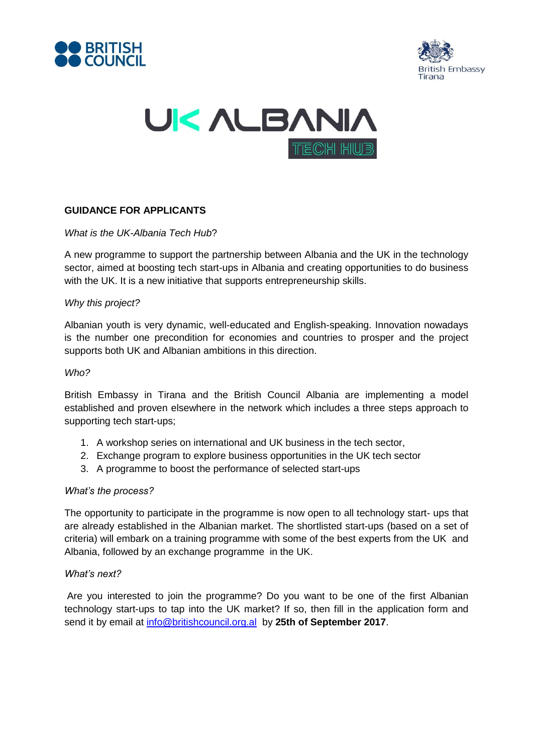BRITISH COUNCIL

British Embassy Tirana

# UK ALBANIA TECH HUB

## GUIDANCE FOR APPLICANTS

*What is the UK-Albania Tech Hub*?

A new programme to support the partnership between Albania and the UK in the technology sector, aimed at boosting tech start-ups in Albania and creating opportunities to do business with the UK. It is a new initiative that supports entrepreneurship skills.

*Why this project?*

Albanian youth is very dynamic, well-educated and English-speaking. Innovation nowadays is the number one precondition for economies and countries to prosper and the project supports both UK and Albanian ambitions in this direction.

*Who?*

British Embassy in Tirana and the British Council Albania are implementing a model established and proven elsewhere in the network which includes a three steps approach to supporting tech start-ups;

1. A workshop series on international and UK business in the tech sector,
2. Exchange program to explore business opportunities in the UK tech sector
3. A programme to boost the performance of selected start-ups

*What's the process?*

The opportunity to participate in the programme is now open to all technology start- ups that are already established in the Albanian market. The shortlisted start-ups (based on a set of criteria) will embark on a training programme with some of the best experts from the UK and Albania, followed by an exchange programme in the UK.

*What's next?*

Are you interested to join the programme? Do you want to be one of the first Albanian technology start-ups to tap into the UK market? If so, then fill in the application form and send it by email at info@britishcouncil.org.al by **25th of September 2017**.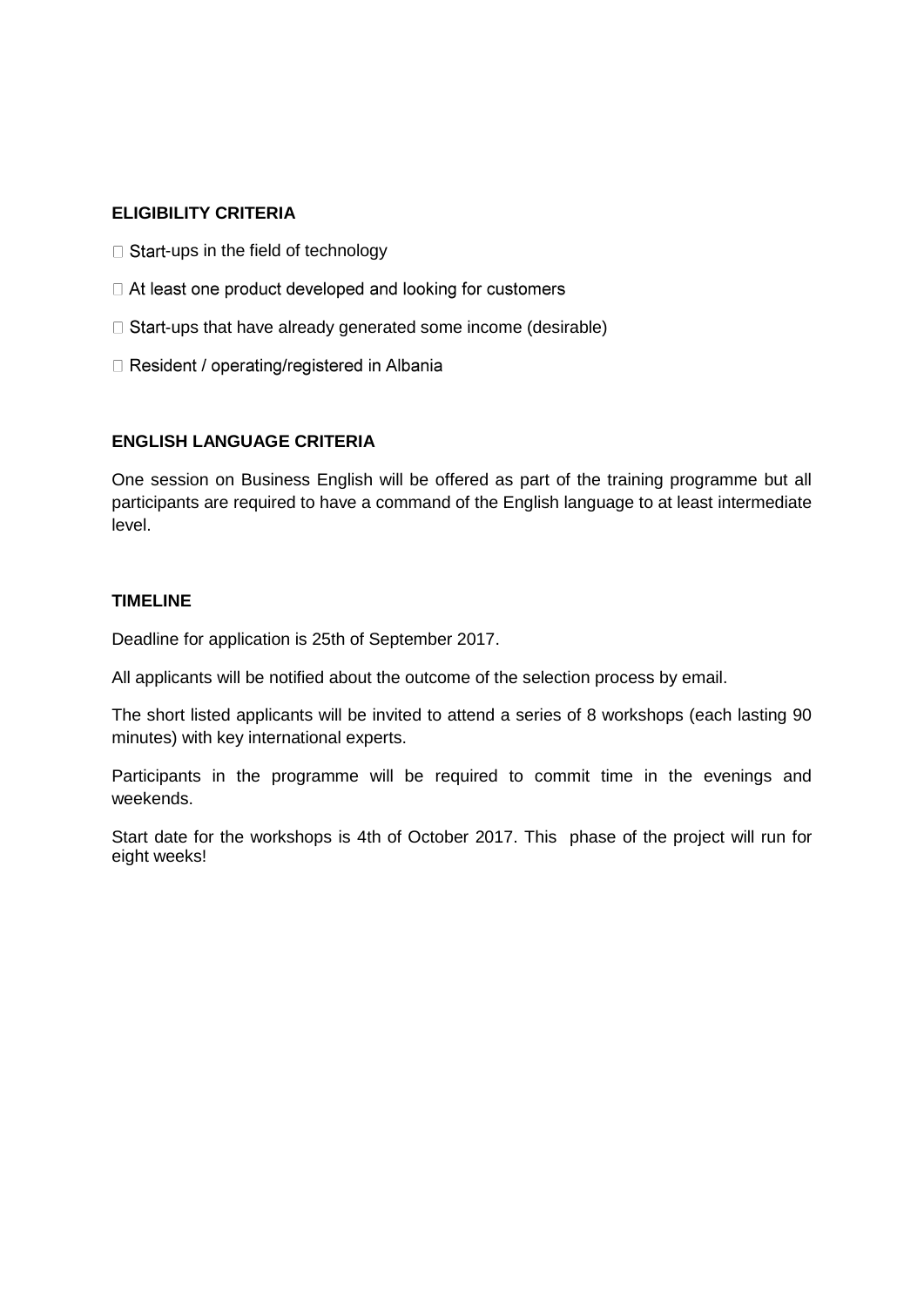## ELIGIBILITY CRITERIA

- Start-ups in the field of technology
- At least one product developed and looking for customers
- Start-ups that have already generated some income (desirable)
- Resident / operating/registered in Albania

## ENGLISH LANGUAGE CRITERIA

One session on Business English will be offered as part of the training programme but all participants are required to have a command of the English language to at least intermediate level.

## TIMELINE

Deadline for application is 25th of September 2017.

All applicants will be notified about the outcome of the selection process by email.

The short listed applicants will be invited to attend a series of 8 workshops (each lasting 90 minutes) with key international experts.

Participants in the programme will be required to commit time in the evenings and weekends.

Start date for the workshops is 4th of October 2017. This phase of the project will run for eight weeks!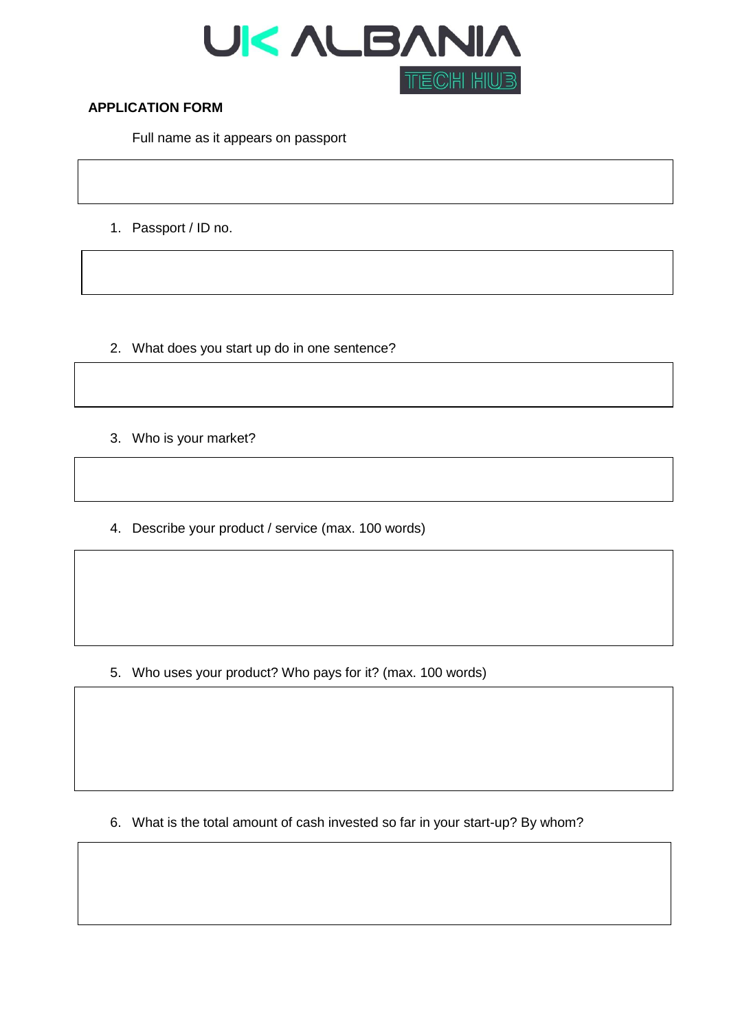UK ALBANIA

TECH HUB

**APPLICATION FORM**

Full name as it appears on passport

1. Passport / ID no.

2. What does you start up do in one sentence?

3. Who is your market?

4. Describe your product / service (max. 100 words)

5. Who uses your product? Who pays for it? (max. 100 words)

6. What is the total amount of cash invested so far in your start-up? By whom?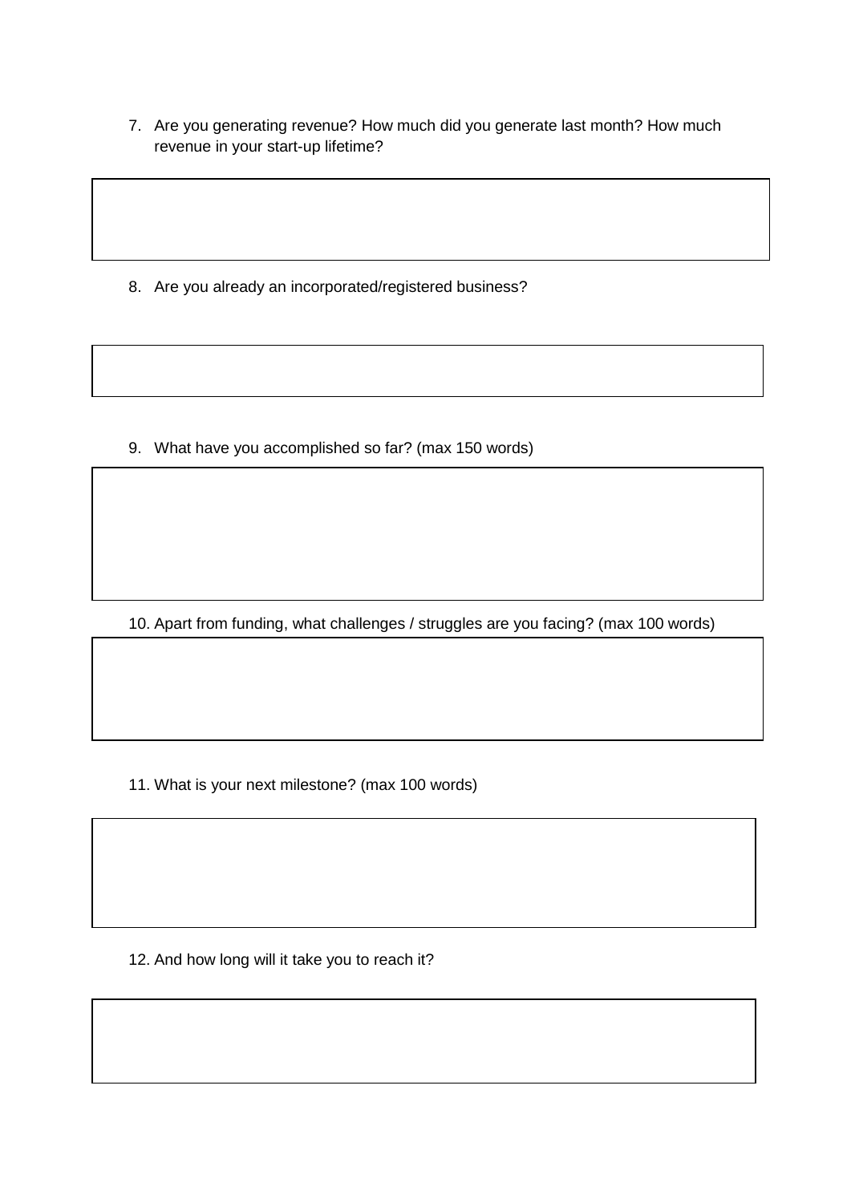7. Are you generating revenue? How much did you generate last month? How much revenue in your start-up lifetime?

8. Are you already an incorporated/registered business?

9. What have you accomplished so far? (max 150 words)

10. Apart from funding, what challenges / struggles are you facing? (max 100 words)

11. What is your next milestone? (max 100 words)

12. And how long will it take you to reach it?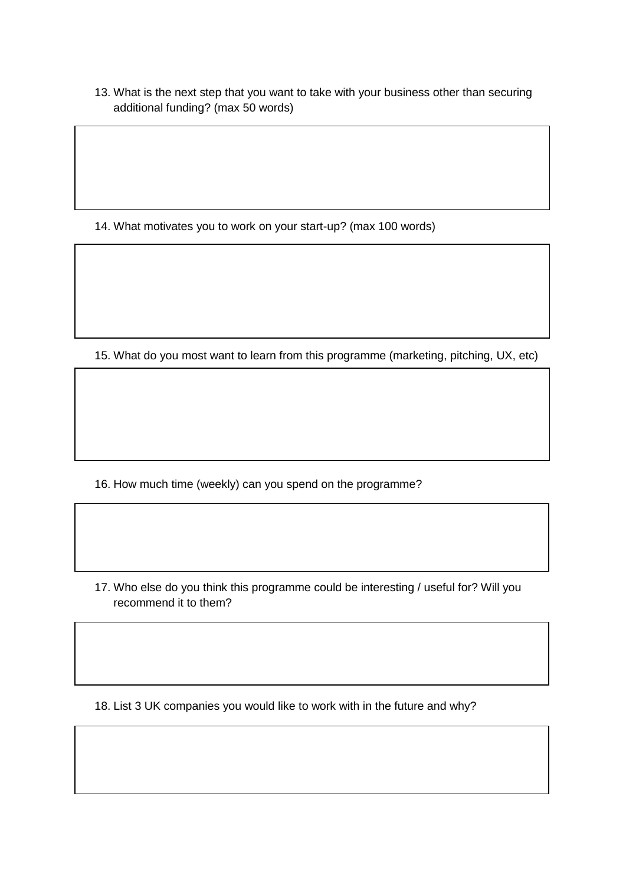13. What is the next step that you want to take with your business other than securing additional funding? (max 50 words)

14. What motivates you to work on your start-up? (max 100 words)

15. What do you most want to learn from this programme (marketing, pitching, UX, etc)

16. How much time (weekly) can you spend on the programme?

17. Who else do you think this programme could be interesting / useful for? Will you recommend it to them?

18. List 3 UK companies you would like to work with in the future and why?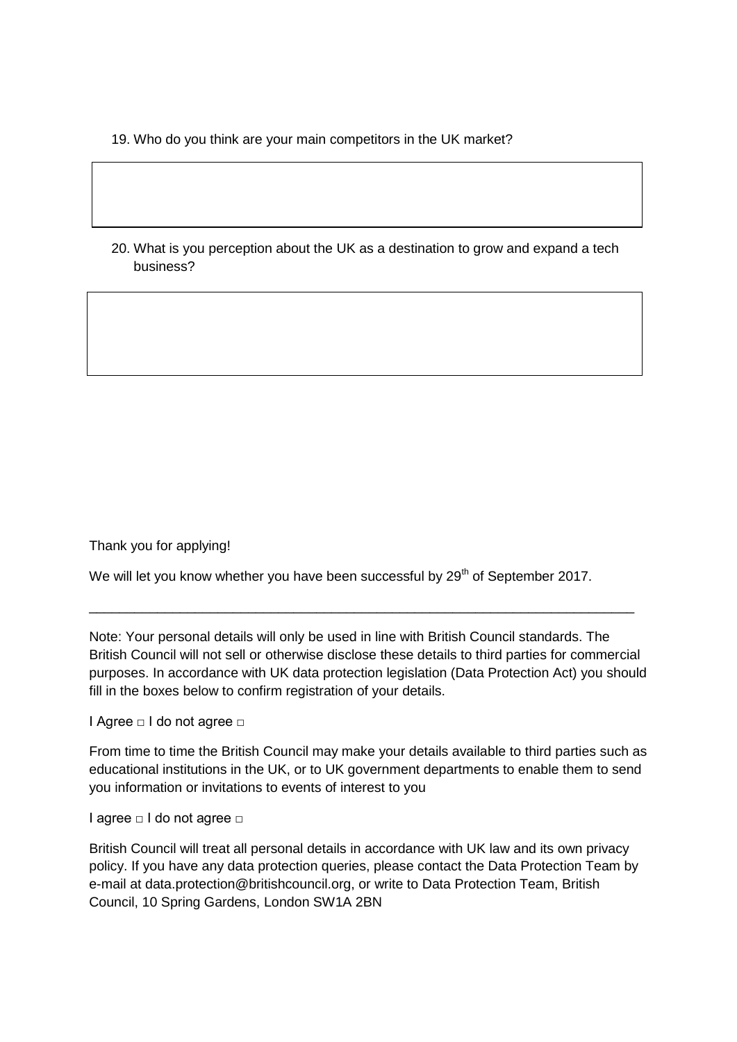19. Who do you think are your main competitors in the UK market?

20. What is you perception about the UK as a destination to grow and expand a tech business?

Thank you for applying!

We will let you know whether you have been successful by 29th of September 2017.

---

Note: Your personal details will only be used in line with British Council standards. The British Council will not sell or otherwise disclose these details to third parties for commercial purposes. In accordance with UK data protection legislation (Data Protection Act) you should fill in the boxes below to confirm registration of your details.

I Agree □ I do not agree □

From time to time the British Council may make your details available to third parties such as educational institutions in the UK, or to UK government departments to enable them to send you information or invitations to events of interest to you

I agree □ I do not agree □

British Council will treat all personal details in accordance with UK law and its own privacy policy. If you have any data protection queries, please contact the Data Protection Team by e-mail at data.protection@britishcouncil.org, or write to Data Protection Team, British Council, 10 Spring Gardens, London SW1A 2BN